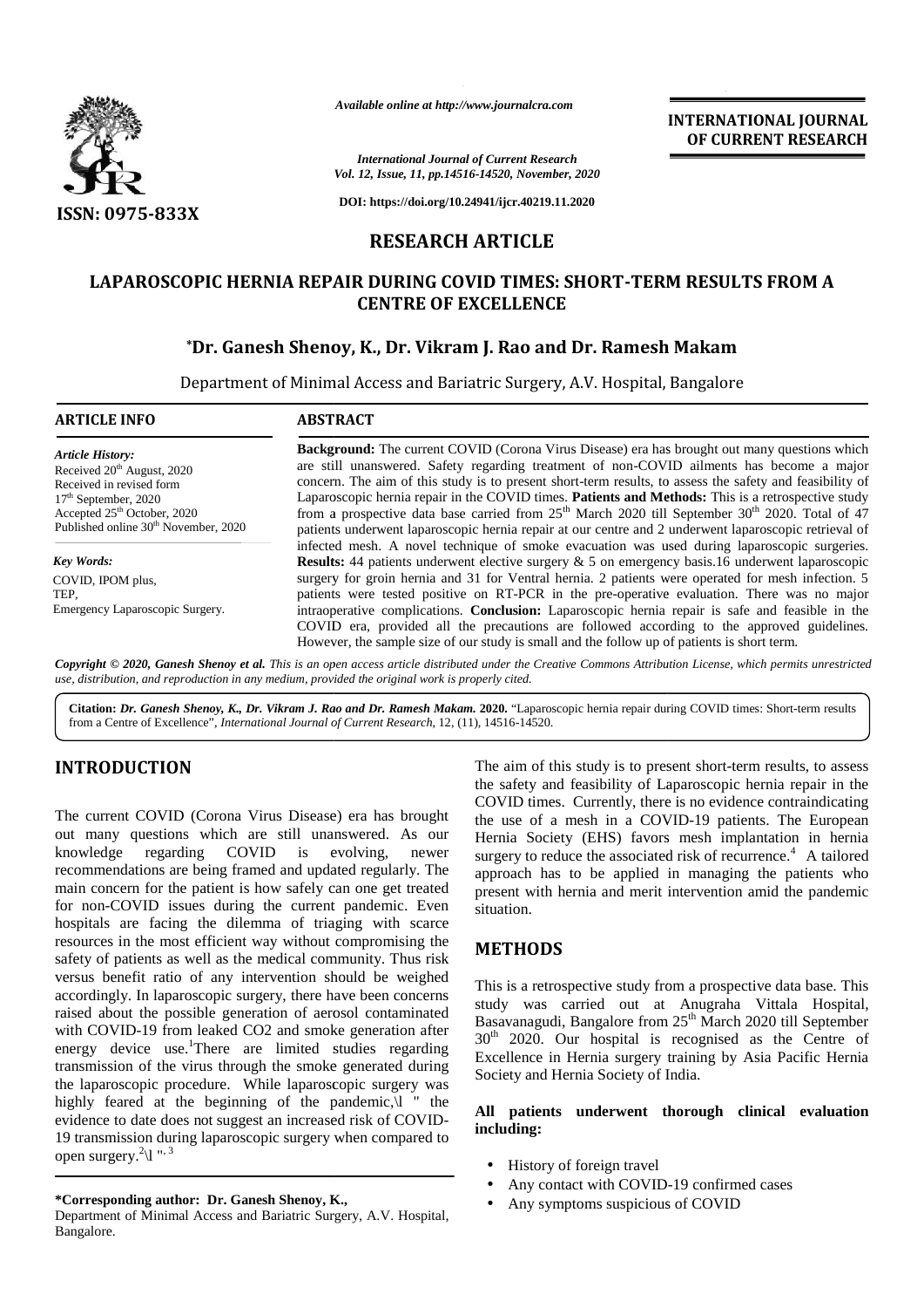*Available online at http://www.journalcra.com*

**INTERNATIONAL JOURNAL OF CURRENT RESEARCH**

*International Journal of Current Research*
*Vol. 12, Issue, 11, pp.14516-14520, November, 2020*

**DOI: https://doi.org/10.24941/ijcr.40219.11.2020**

**ISSN: 0975-833X**

## RESEARCH ARTICLE

# LAPAROSCOPIC HERNIA REPAIR DURING COVID TIMES: SHORT-TERM RESULTS FROM A CENTRE OF EXCELLENCE

**\*Dr. Ganesh Shenoy, K., Dr. Vikram J. Rao and Dr. Ramesh Makam**

Department of Minimal Access and Bariatric Surgery, A.V. Hospital, Bangalore

**ARTICLE INFO**

*Article History:*
Received 20th August, 2020
Received in revised form
17th September, 2020
Accepted 25th October, 2020
Published online 30th November, 2020

*Key Words:*
COVID, IPOM plus,
TEP,
Emergency Laparoscopic Surgery.

**ABSTRACT**

**Background:** The current COVID (Corona Virus Disease) era has brought out many questions which are still unanswered. Safety regarding treatment of non-COVID ailments has become a major concern. The aim of this study is to present short-term results, to assess the safety and feasibility of Laparoscopic hernia repair in the COVID times. **Patients and Methods:** This is a retrospective study from a prospective data base carried from 25th March 2020 till September 30th 2020. Total of 47 patients underwent laparoscopic hernia repair at our centre and 2 underwent laparoscopic retrieval of infected mesh. A novel technique of smoke evacuation was used during laparoscopic surgeries. **Results:** 44 patients underwent elective surgery & 5 on emergency basis.16 underwent laparoscopic surgery for groin hernia and 31 for Ventral hernia. 2 patients were operated for mesh infection. 5 patients were tested positive on RT-PCR in the pre-operative evaluation. There was no major intraoperative complications. **Conclusion:** Laparoscopic hernia repair is safe and feasible in the COVID era, provided all the precautions are followed according to the approved guidelines. However, the sample size of our study is small and the follow up of patients is short term.

***Copyright © 2020, Ganesh Shenoy et al.*** *This is an open access article distributed under the Creative Commons Attribution License, which permits unrestricted use, distribution, and reproduction in any medium, provided the original work is properly cited.*

**Citation:** ***Dr. Ganesh Shenoy, K., Dr. Vikram J. Rao and Dr. Ramesh Makam.*** **2020.** "Laparoscopic hernia repair during COVID times: Short-term results from a Centre of Excellence", *International Journal of Current Research*, 12, (11), 14516-14520.

## INTRODUCTION

The current COVID (Corona Virus Disease) era has brought out many questions which are still unanswered. As our knowledge regarding COVID is evolving, newer recommendations are being framed and updated regularly. The main concern for the patient is how safely can one get treated for non-COVID issues during the current pandemic. Even hospitals are facing the dilemma of triaging with scarce resources in the most efficient way without compromising the safety of patients as well as the medical community. Thus risk versus benefit ratio of any intervention should be weighed accordingly. In laparoscopic surgery, there have been concerns raised about the possible generation of aerosol contaminated with COVID-19 from leaked CO2 and smoke generation after energy device use.[1]There are limited studies regarding transmission of the virus through the smoke generated during the laparoscopic procedure. While laparoscopic surgery was highly feared at the beginning of the pandemic,\l " the evidence to date does not suggest an increased risk of COVID-19 transmission during laparoscopic surgery when compared to open surgery.[2]\l ", [3]

The aim of this study is to present short-term results, to assess the safety and feasibility of Laparoscopic hernia repair in the COVID times. Currently, there is no evidence contraindicating the use of a mesh in a COVID-19 patients. The European Hernia Society (EHS) favors mesh implantation in hernia surgery to reduce the associated risk of recurrence.[4] A tailored approach has to be applied in managing the patients who present with hernia and merit intervention amid the pandemic situation.

## METHODS

This is a retrospective study from a prospective data base. This study was carried out at Anugraha Vittala Hospital, Basavanagudi, Bangalore from 25th March 2020 till September 30th 2020. Our hospital is recognised as the Centre of Excellence in Hernia surgery training by Asia Pacific Hernia Society and Hernia Society of India.

**All patients underwent thorough clinical evaluation including:**

- History of foreign travel
- Any contact with COVID-19 confirmed cases
- Any symptoms suspicious of COVID

**\*Corresponding author: Dr. Ganesh Shenoy, K.,**
Department of Minimal Access and Bariatric Surgery, A.V. Hospital, Bangalore.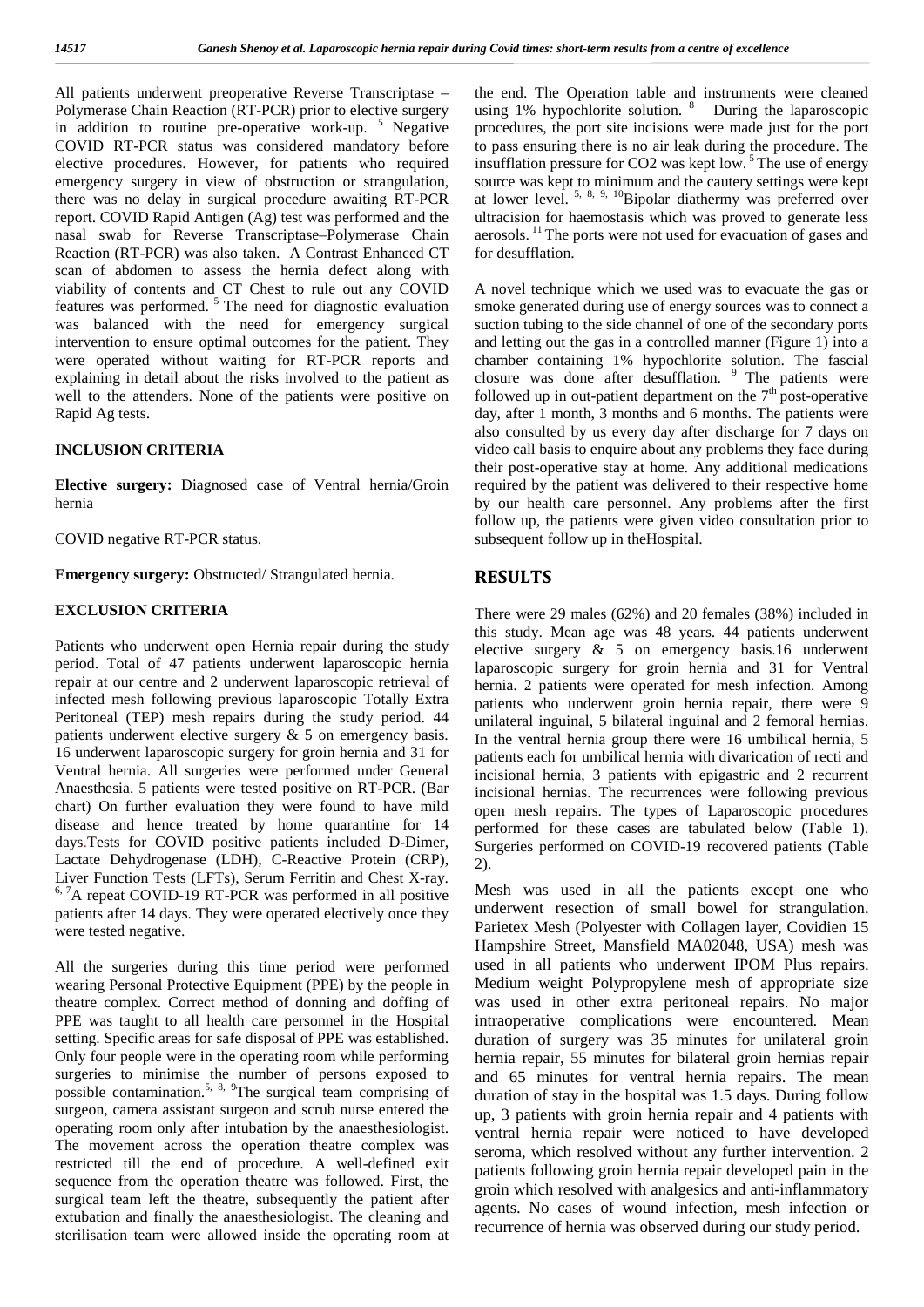All patients underwent preoperative Reverse Transcriptase – Polymerase Chain Reaction (RT-PCR) prior to elective surgery in addition to routine pre-operative work-up. [5] Negative COVID RT-PCR status was considered mandatory before elective procedures. However, for patients who required emergency surgery in view of obstruction or strangulation, there was no delay in surgical procedure awaiting RT-PCR report. COVID Rapid Antigen (Ag) test was performed and the nasal swab for Reverse Transcriptase–Polymerase Chain Reaction (RT-PCR) was also taken. A Contrast Enhanced CT scan of abdomen to assess the hernia defect along with viability of contents and CT Chest to rule out any COVID features was performed. [5] The need for diagnostic evaluation was balanced with the need for emergency surgical intervention to ensure optimal outcomes for the patient. They were operated without waiting for RT-PCR reports and explaining in detail about the risks involved to the patient as well to the attenders. None of the patients were positive on Rapid Ag tests.

### INCLUSION CRITERIA

**Elective surgery:** Diagnosed case of Ventral hernia/Groin hernia

COVID negative RT-PCR status.

**Emergency surgery:** Obstructed/ Strangulated hernia.

### EXCLUSION CRITERIA

Patients who underwent open Hernia repair during the study period. Total of 47 patients underwent laparoscopic hernia repair at our centre and 2 underwent laparoscopic retrieval of infected mesh following previous laparoscopic Totally Extra Peritoneal (TEP) mesh repairs during the study period. 44 patients underwent elective surgery & 5 on emergency basis. 16 underwent laparoscopic surgery for groin hernia and 31 for Ventral hernia. All surgeries were performed under General Anaesthesia. 5 patients were tested positive on RT-PCR. (Bar chart) On further evaluation they were found to have mild disease and hence treated by home quarantine for 14 days.Tests for COVID positive patients included D-Dimer, Lactate Dehydrogenase (LDH), C-Reactive Protein (CRP), Liver Function Tests (LFTs), Serum Ferritin and Chest X-ray. [6, 7]A repeat COVID-19 RT-PCR was performed in all positive patients after 14 days. They were operated electively once they were tested negative.

All the surgeries during this time period were performed wearing Personal Protective Equipment (PPE) by the people in theatre complex. Correct method of donning and doffing of PPE was taught to all health care personnel in the Hospital setting. Specific areas for safe disposal of PPE was established. Only four people were in the operating room while performing surgeries to minimise the number of persons exposed to possible contamination.[5, 8, 9]The surgical team comprising of surgeon, camera assistant surgeon and scrub nurse entered the operating room only after intubation by the anaesthesiologist. The movement across the operation theatre complex was restricted till the end of procedure. A well-defined exit sequence from the operation theatre was followed. First, the surgical team left the theatre, subsequently the patient after extubation and finally the anaesthesiologist. The cleaning and sterilisation team were allowed inside the operating room at the end. The Operation table and instruments were cleaned using 1% hypochlorite solution. [8] During the laparoscopic procedures, the port site incisions were made just for the port to pass ensuring there is no air leak during the procedure. The insufflation pressure for $CO_2$ was kept low. [5] The use of energy source was kept to minimum and the cautery settings were kept at lower level. [5, 8, 9, 10]Bipolar diathermy was preferred over ultracision for haemostasis which was proved to generate less aerosols. [11] The ports were not used for evacuation of gases and for desufflation.

A novel technique which we used was to evacuate the gas or smoke generated during use of energy sources was to connect a suction tubing to the side channel of one of the secondary ports and letting out the gas in a controlled manner (Figure 1) into a chamber containing 1% hypochlorite solution. The fascial closure was done after desufflation. [9] The patients were followed up in out-patient department on the 7th post-operative day, after 1 month, 3 months and 6 months. The patients were also consulted by us every day after discharge for 7 days on video call basis to enquire about any problems they face during their post-operative stay at home. Any additional medications required by the patient was delivered to their respective home by our health care personnel. Any problems after the first follow up, the patients were given video consultation prior to subsequent follow up in theHospital.

## RESULTS

There were 29 males (62%) and 20 females (38%) included in this study. Mean age was 48 years. 44 patients underwent elective surgery & 5 on emergency basis.16 underwent laparoscopic surgery for groin hernia and 31 for Ventral hernia. 2 patients were operated for mesh infection. Among patients who underwent groin hernia repair, there were 9 unilateral inguinal, 5 bilateral inguinal and 2 femoral hernias. In the ventral hernia group there were 16 umbilical hernia, 5 patients each for umbilical hernia with divarication of recti and incisional hernia, 3 patients with epigastric and 2 recurrent incisional hernias. The recurrences were following previous open mesh repairs. The types of Laparoscopic procedures performed for these cases are tabulated below (Table 1). Surgeries performed on COVID-19 recovered patients (Table 2).

Mesh was used in all the patients except one who underwent resection of small bowel for strangulation. Parietex Mesh (Polyester with Collagen layer, Covidien 15 Hampshire Street, Mansfield MA02048, USA) mesh was used in all patients who underwent IPOM Plus repairs. Medium weight Polypropylene mesh of appropriate size was used in other extra peritoneal repairs. No major intraoperative complications were encountered. Mean duration of surgery was 35 minutes for unilateral groin hernia repair, 55 minutes for bilateral groin hernias repair and 65 minutes for ventral hernia repairs. The mean duration of stay in the hospital was 1.5 days. During follow up, 3 patients with groin hernia repair and 4 patients with ventral hernia repair were noticed to have developed seroma, which resolved without any further intervention. 2 patients following groin hernia repair developed pain in the groin which resolved with analgesics and anti-inflammatory agents. No cases of wound infection, mesh infection or recurrence of hernia was observed during our study period.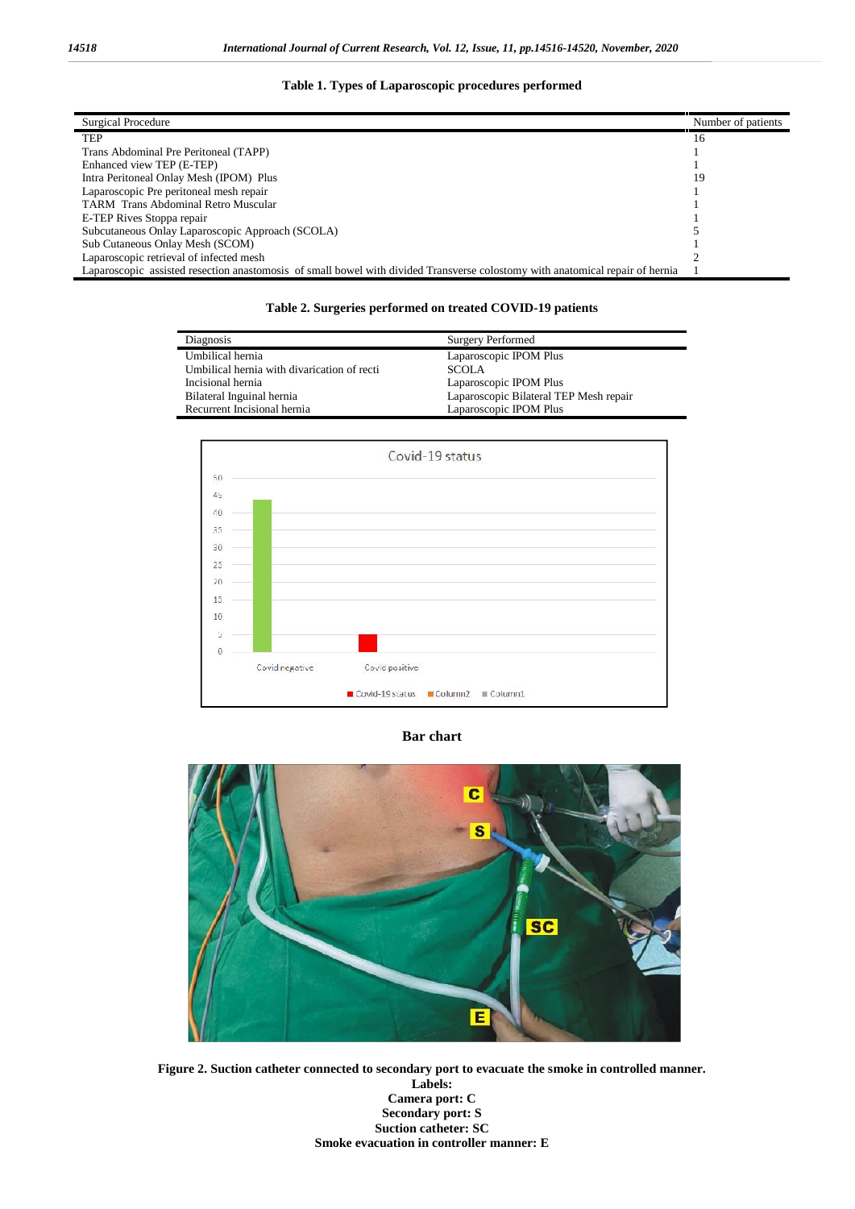**Table 1. Types of Laparoscopic procedures performed**

| Surgical Procedure | Number of patients |
|---|---|
| TEP | 16 |
| Trans Abdominal Pre Peritoneal (TAPP) | 1 |
| Enhanced view TEP (E-TEP) | 1 |
| Intra Peritoneal Onlay Mesh (IPOM) Plus | 19 |
| Laparoscopic Pre peritoneal mesh repair | 1 |
| TARM Trans Abdominal Retro Muscular | 1 |
| E-TEP Rives Stoppa repair | 1 |
| Subcutaneous Onlay Laparoscopic Approach (SCOLA) | 5 |
| Sub Cutaneous Onlay Mesh (SCOM) | 1 |
| Laparoscopic retrieval of infected mesh | 2 |
| Laparoscopic assisted resection anastomosis of small bowel with divided Transverse colostomy with anatomical repair of hernia | 1 |

**Table 2. Surgeries performed on treated COVID-19 patients**

| Diagnosis | Surgery Performed |
|---|---|
| Umbilical hernia | Laparoscopic IPOM Plus |
| Umbilical hernia with divarication of recti | SCOLA |
| Incisional hernia | Laparoscopic IPOM Plus |
| Bilateral Inguinal hernia | Laparoscopic Bilateral TEP Mesh repair |
| Recurrent Incisional hernia | Laparoscopic IPOM Plus |

**Bar chart**

**Figure 2. Suction catheter connected to secondary port to evacuate the smoke in controlled manner.**
**Labels:**
**Camera port: C**
**Secondary port: S**
**Suction catheter: SC**
**Smoke evacuation in controller manner: E**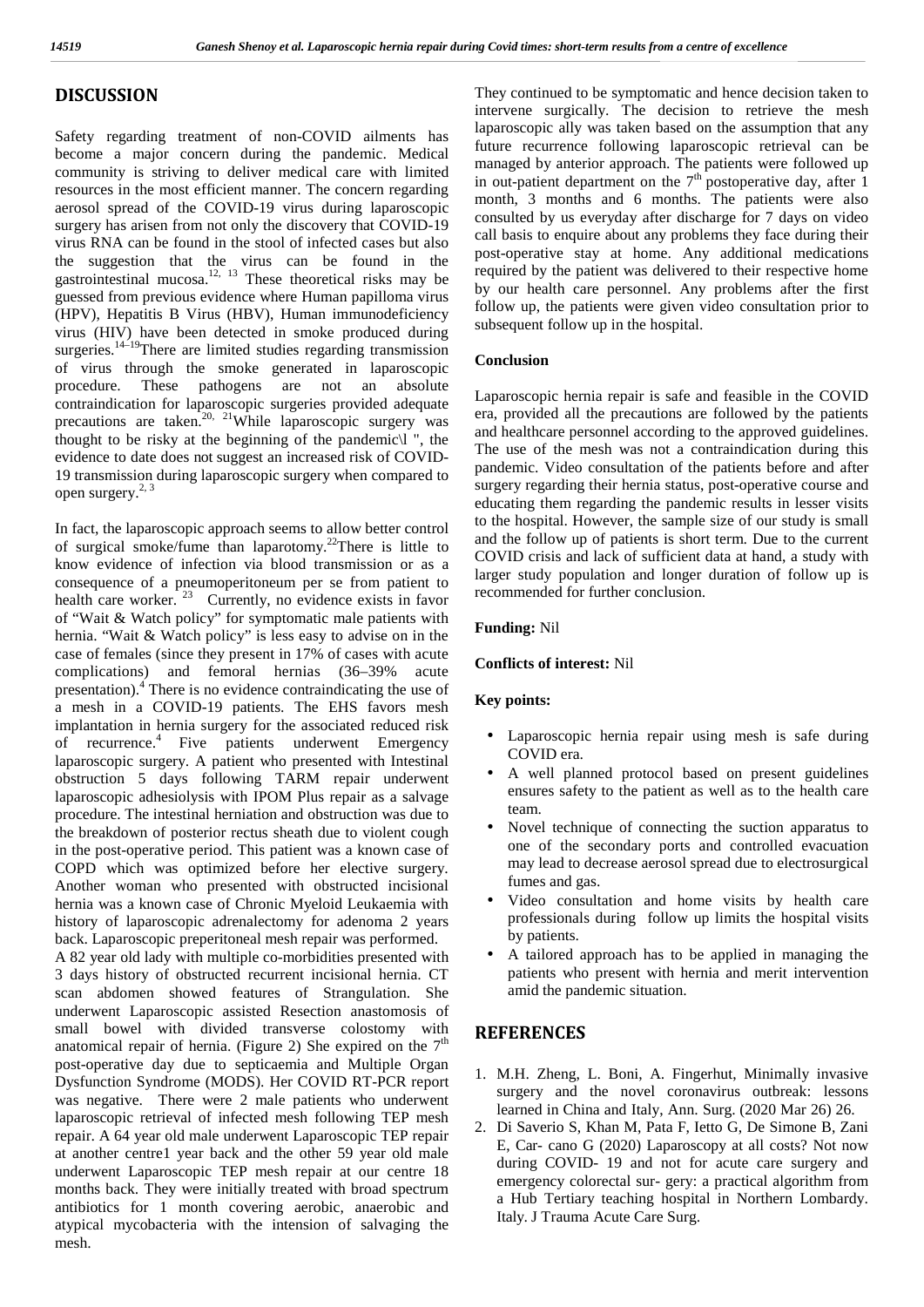## DISCUSSION

Safety regarding treatment of non-COVID ailments has become a major concern during the pandemic. Medical community is striving to deliver medical care with limited resources in the most efficient manner. The concern regarding aerosol spread of the COVID-19 virus during laparoscopic surgery has arisen from not only the discovery that COVID-19 virus RNA can be found in the stool of infected cases but also the suggestion that the virus can be found in the gastrointestinal mucosa.[12, 13] These theoretical risks may be guessed from previous evidence where Human papilloma virus (HPV), Hepatitis B Virus (HBV), Human immunodeficiency virus (HIV) have been detected in smoke produced during surgeries.[14–19]There are limited studies regarding transmission of virus through the smoke generated in laparoscopic procedure. These pathogens are not an absolute contraindication for laparoscopic surgeries provided adequate precautions are taken.[20, 21]While laparoscopic surgery was thought to be risky at the beginning of the pandemic\l ", the evidence to date does not suggest an increased risk of COVID-19 transmission during laparoscopic surgery when compared to open surgery.[2, 3]

In fact, the laparoscopic approach seems to allow better control of surgical smoke/fume than laparotomy.[22]There is little to know evidence of infection via blood transmission or as a consequence of a pneumoperitoneum per se from patient to health care worker.[23] Currently, no evidence exists in favor of "Wait & Watch policy" for symptomatic male patients with hernia. "Wait & Watch policy" is less easy to advise on in the case of females (since they present in 17% of cases with acute complications) and femoral hernias (36–39% acute presentation).[4] There is no evidence contraindicating the use of a mesh in a COVID-19 patients. The EHS favors mesh implantation in hernia surgery for the associated reduced risk of recurrence.[4] Five patients underwent Emergency laparoscopic surgery. A patient who presented with Intestinal obstruction 5 days following TARM repair underwent laparoscopic adhesiolysis with IPOM Plus repair as a salvage procedure. The intestinal herniation and obstruction was due to the breakdown of posterior rectus sheath due to violent cough in the post-operative period. This patient was a known case of COPD which was optimized before her elective surgery. Another woman who presented with obstructed incisional hernia was a known case of Chronic Myeloid Leukaemia with history of laparoscopic adrenalectomy for adenoma 2 years back. Laparoscopic preperitoneal mesh repair was performed.

A 82 year old lady with multiple co-morbidities presented with 3 days history of obstructed recurrent incisional hernia. CT scan abdomen showed features of Strangulation. She underwent Laparoscopic assisted Resection anastomosis of small bowel with divided transverse colostomy with anatomical repair of hernia. (Figure 2) She expired on the 7[th] post-operative day due to septicaemia and Multiple Organ Dysfunction Syndrome (MODS). Her COVID RT-PCR report was negative. There were 2 male patients who underwent laparoscopic retrieval of infected mesh following TEP mesh repair. A 64 year old male underwent Laparoscopic TEP repair at another centre1 year back and the other 59 year old male underwent Laparoscopic TEP mesh repair at our centre 18 months back. They were initially treated with broad spectrum antibiotics for 1 month covering aerobic, anaerobic and atypical mycobacteria with the intension of salvaging the mesh. They continued to be symptomatic and hence decision taken to intervene surgically. The decision to retrieve the mesh laparoscopic ally was taken based on the assumption that any future recurrence following laparoscopic retrieval can be managed by anterior approach. The patients were followed up in out-patient department on the 7[th] postoperative day, after 1 month, 3 months and 6 months. The patients were also consulted by us everyday after discharge for 7 days on video call basis to enquire about any problems they face during their post-operative stay at home. Any additional medications required by the patient was delivered to their respective home by our health care personnel. Any problems after the first follow up, the patients were given video consultation prior to subsequent follow up in the hospital.

### Conclusion

Laparoscopic hernia repair is safe and feasible in the COVID era, provided all the precautions are followed by the patients and healthcare personnel according to the approved guidelines. The use of the mesh was not a contraindication during this pandemic. Video consultation of the patients before and after surgery regarding their hernia status, post-operative course and educating them regarding the pandemic results in lesser visits to the hospital. However, the sample size of our study is small and the follow up of patients is short term. Due to the current COVID crisis and lack of sufficient data at hand, a study with larger study population and longer duration of follow up is recommended for further conclusion.

**Funding:** Nil

**Conflicts of interest:** Nil

**Key points:**

- Laparoscopic hernia repair using mesh is safe during COVID era.
- A well planned protocol based on present guidelines ensures safety to the patient as well as to the health care team.
- Novel technique of connecting the suction apparatus to one of the secondary ports and controlled evacuation may lead to decrease aerosol spread due to electrosurgical fumes and gas.
- Video consultation and home visits by health care professionals during follow up limits the hospital visits by patients.
- A tailored approach has to be applied in managing the patients who present with hernia and merit intervention amid the pandemic situation.

## REFERENCES

1. M.H. Zheng, L. Boni, A. Fingerhut, Minimally invasive surgery and the novel coronavirus outbreak: lessons learned in China and Italy, Ann. Surg. (2020 Mar 26) 26.
2. Di Saverio S, Khan M, Pata F, Ietto G, De Simone B, Zani E, Car- cano G (2020) Laparoscopy at all costs? Not now during COVID- 19 and not for acute care surgery and emergency colorectal sur- gery: a practical algorithm from a Hub Tertiary teaching hospital in Northern Lombardy. Italy. J Trauma Acute Care Surg.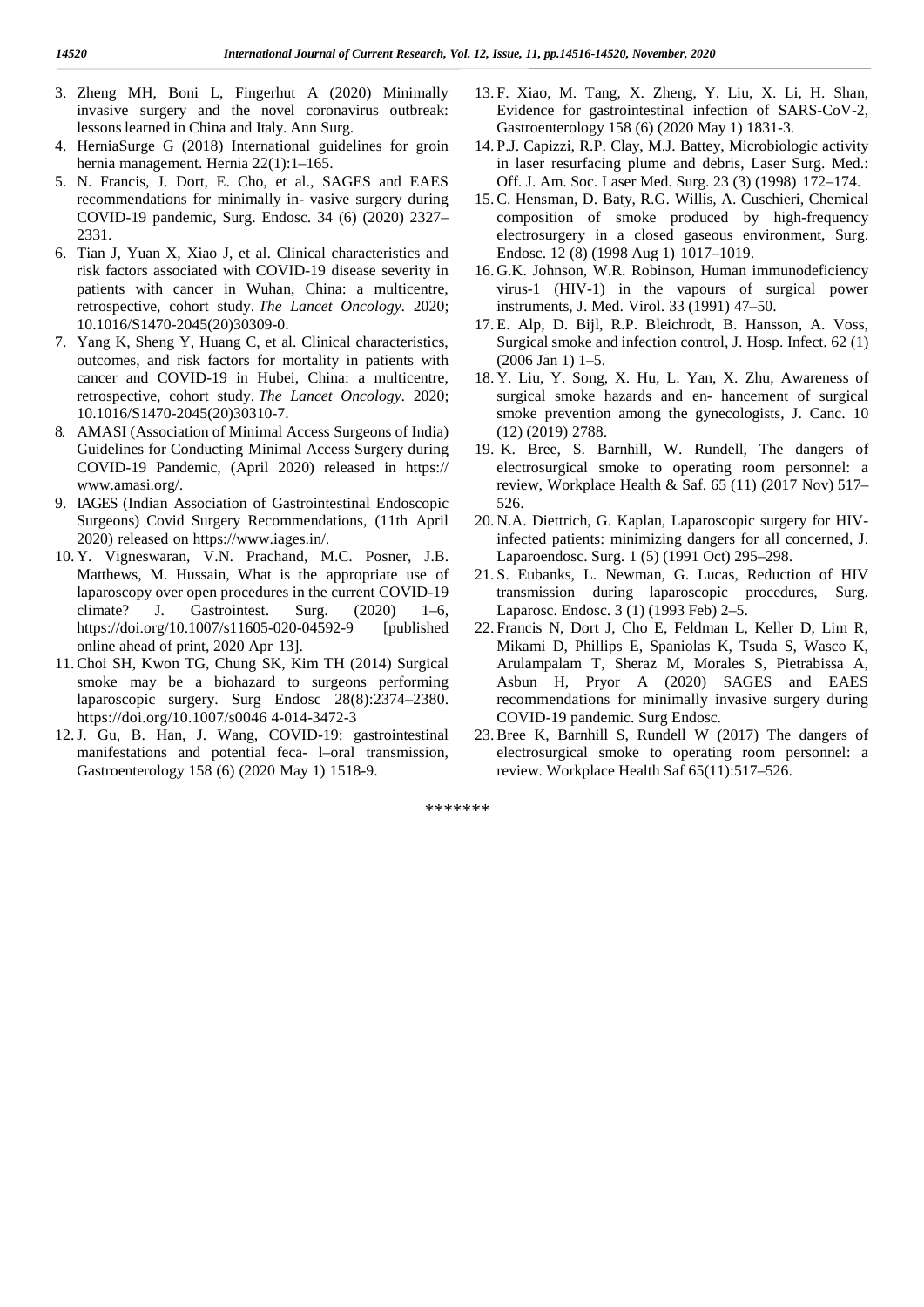3. Zheng MH, Boni L, Fingerhut A (2020) Minimally invasive surgery and the novel coronavirus outbreak: lessons learned in China and Italy. Ann Surg.
4. HerniaSurge G (2018) International guidelines for groin hernia management. Hernia 22(1):1–165.
5. N. Francis, J. Dort, E. Cho, et al., SAGES and EAES recommendations for minimally in- vasive surgery during COVID-19 pandemic, Surg. Endosc. 34 (6) (2020) 2327–2331.
6. Tian J, Yuan X, Xiao J, et al. Clinical characteristics and risk factors associated with COVID-19 disease severity in patients with cancer in Wuhan, China: a multicentre, retrospective, cohort study. *The Lancet Oncology*. 2020; 10.1016/S1470-2045(20)30309-0.
7. Yang K, Sheng Y, Huang C, et al. Clinical characteristics, outcomes, and risk factors for mortality in patients with cancer and COVID-19 in Hubei, China: a multicentre, retrospective, cohort study. *The Lancet Oncology*. 2020; 10.1016/S1470-2045(20)30310-7.
8. AMASI (Association of Minimal Access Surgeons of India) Guidelines for Conducting Minimal Access Surgery during COVID-19 Pandemic, (April 2020) released in https:// www.amasi.org/.
9. IAGES (Indian Association of Gastrointestinal Endoscopic Surgeons) Covid Surgery Recommendations, (11th April 2020) released on https://www.iages.in/.
10. Y. Vigneswaran, V.N. Prachand, M.C. Posner, J.B. Matthews, M. Hussain, What is the appropriate use of laparoscopy over open procedures in the current COVID-19 climate? J. Gastrointest. Surg. (2020) 1–6, https://doi.org/10.1007/s11605-020-04592-9 [published online ahead of print, 2020 Apr 13].
11. Choi SH, Kwon TG, Chung SK, Kim TH (2014) Surgical smoke may be a biohazard to surgeons performing laparoscopic surgery. Surg Endosc 28(8):2374–2380. https://doi.org/10.1007/s0046 4-014-3472-3
12. J. Gu, B. Han, J. Wang, COVID-19: gastrointestinal manifestations and potential feca- l–oral transmission, Gastroenterology 158 (6) (2020 May 1) 1518-9.
13. F. Xiao, M. Tang, X. Zheng, Y. Liu, X. Li, H. Shan, Evidence for gastrointestinal infection of SARS-CoV-2, Gastroenterology 158 (6) (2020 May 1) 1831-3.
14. P.J. Capizzi, R.P. Clay, M.J. Battey, Microbiologic activity in laser resurfacing plume and debris, Laser Surg. Med.: Off. J. Am. Soc. Laser Med. Surg. 23 (3) (1998) 172–174.
15. C. Hensman, D. Baty, R.G. Willis, A. Cuschieri, Chemical composition of smoke produced by high-frequency electrosurgery in a closed gaseous environment, Surg. Endosc. 12 (8) (1998 Aug 1) 1017–1019.
16. G.K. Johnson, W.R. Robinson, Human immunodeficiency virus-1 (HIV-1) in the vapours of surgical power instruments, J. Med. Virol. 33 (1991) 47–50.
17. E. Alp, D. Bijl, R.P. Bleichrodt, B. Hansson, A. Voss, Surgical smoke and infection control, J. Hosp. Infect. 62 (1) (2006 Jan 1) 1–5.
18. Y. Liu, Y. Song, X. Hu, L. Yan, X. Zhu, Awareness of surgical smoke hazards and en- hancement of surgical smoke prevention among the gynecologists, J. Canc. 10 (12) (2019) 2788.
19. K. Bree, S. Barnhill, W. Rundell, The dangers of electrosurgical smoke to operating room personnel: a review, Workplace Health & Saf. 65 (11) (2017 Nov) 517–526.
20. N.A. Diettrich, G. Kaplan, Laparoscopic surgery for HIV-infected patients: minimizing dangers for all concerned, J. Laparoendosc. Surg. 1 (5) (1991 Oct) 295–298.
21. S. Eubanks, L. Newman, G. Lucas, Reduction of HIV transmission during laparoscopic procedures, Surg. Laparosc. Endosc. 3 (1) (1993 Feb) 2–5.
22. Francis N, Dort J, Cho E, Feldman L, Keller D, Lim R, Mikami D, Phillips E, Spaniolas K, Tsuda S, Wasco K, Arulampalam T, Sheraz M, Morales S, Pietrabissa A, Asbun H, Pryor A (2020) SAGES and EAES recommendations for minimally invasive surgery during COVID-19 pandemic. Surg Endosc.
23. Bree K, Barnhill S, Rundell W (2017) The dangers of electrosurgical smoke to operating room personnel: a review. Workplace Health Saf 65(11):517–526.

*******